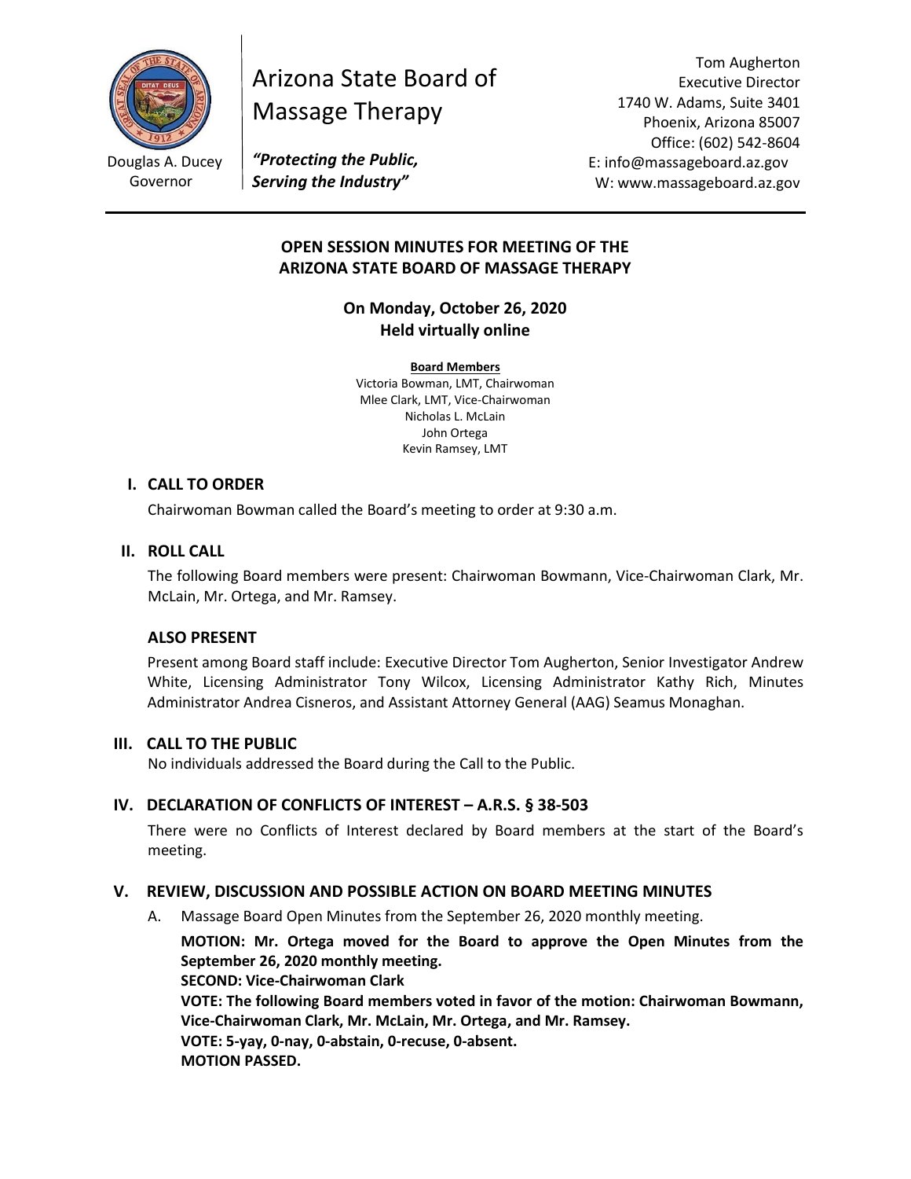Arizona State Board of Massage Therapy

Douglas A. Ducey
Governor

*"Protecting the Public, Serving the Industry"*

Tom Augherton
Executive Director
1740 W. Adams, Suite 3401
Phoenix, Arizona 85007
Office: (602) 542-8604
E: info@massageboard.az.gov
W: www.massageboard.az.gov

---

## OPEN SESSION MINUTES FOR MEETING OF THE ARIZONA STATE BOARD OF MASSAGE THERAPY

### On Monday, October 26, 2020
### Held virtually online

**Board Members**
Victoria Bowman, LMT, Chairwoman
Mlee Clark, LMT, Vice-Chairwoman
Nicholas L. McLain
John Ortega
Kevin Ramsey, LMT

## I. CALL TO ORDER

Chairwoman Bowman called the Board's meeting to order at 9:30 a.m.

## II. ROLL CALL

The following Board members were present: Chairwoman Bowmann, Vice-Chairwoman Clark, Mr. McLain, Mr. Ortega, and Mr. Ramsey.

### ALSO PRESENT

Present among Board staff include: Executive Director Tom Augherton, Senior Investigator Andrew White, Licensing Administrator Tony Wilcox, Licensing Administrator Kathy Rich, Minutes Administrator Andrea Cisneros, and Assistant Attorney General (AAG) Seamus Monaghan.

## III. CALL TO THE PUBLIC

No individuals addressed the Board during the Call to the Public.

## IV. DECLARATION OF CONFLICTS OF INTEREST – A.R.S. § 38-503

There were no Conflicts of Interest declared by Board members at the start of the Board's meeting.

## V. REVIEW, DISCUSSION AND POSSIBLE ACTION ON BOARD MEETING MINUTES

A. Massage Board Open Minutes from the September 26, 2020 monthly meeting.

**MOTION: Mr. Ortega moved for the Board to approve the Open Minutes from the September 26, 2020 monthly meeting.**
**SECOND: Vice-Chairwoman Clark**
**VOTE: The following Board members voted in favor of the motion: Chairwoman Bowmann, Vice-Chairwoman Clark, Mr. McLain, Mr. Ortega, and Mr. Ramsey.**
**VOTE: 5-yay, 0-nay, 0-abstain, 0-recuse, 0-absent.**
**MOTION PASSED.**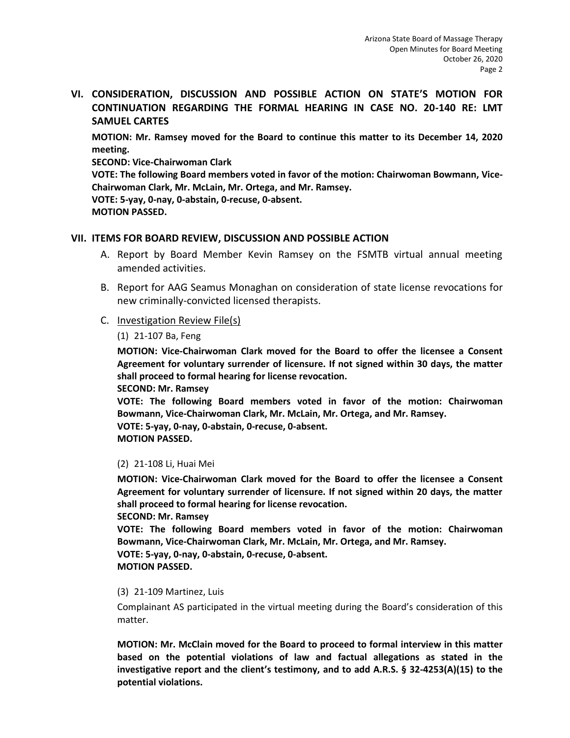## VI. CONSIDERATION, DISCUSSION AND POSSIBLE ACTION ON STATE'S MOTION FOR CONTINUATION REGARDING THE FORMAL HEARING IN CASE NO. 20-140 RE: LMT SAMUEL CARTES

**MOTION: Mr. Ramsey moved for the Board to continue this matter to its December 14, 2020 meeting.**
**SECOND: Vice-Chairwoman Clark**
**VOTE: The following Board members voted in favor of the motion: Chairwoman Bowmann, Vice-Chairwoman Clark, Mr. McLain, Mr. Ortega, and Mr. Ramsey.**
**VOTE: 5-yay, 0-nay, 0-abstain, 0-recuse, 0-absent.**
**MOTION PASSED.**

## VII. ITEMS FOR BOARD REVIEW, DISCUSSION AND POSSIBLE ACTION

A. Report by Board Member Kevin Ramsey on the FSMTB virtual annual meeting amended activities.

B. Report for AAG Seamus Monaghan on consideration of state license revocations for new criminally-convicted licensed therapists.

C. Investigation Review File(s)

(1) 21-107 Ba, Feng

**MOTION: Vice-Chairwoman Clark moved for the Board to offer the licensee a Consent Agreement for voluntary surrender of licensure. If not signed within 30 days, the matter shall proceed to formal hearing for license revocation.**
**SECOND: Mr. Ramsey**
**VOTE: The following Board members voted in favor of the motion: Chairwoman Bowmann, Vice-Chairwoman Clark, Mr. McLain, Mr. Ortega, and Mr. Ramsey.**
**VOTE: 5-yay, 0-nay, 0-abstain, 0-recuse, 0-absent.**
**MOTION PASSED.**

(2) 21-108 Li, Huai Mei

**MOTION: Vice-Chairwoman Clark moved for the Board to offer the licensee a Consent Agreement for voluntary surrender of licensure. If not signed within 20 days, the matter shall proceed to formal hearing for license revocation.**
**SECOND: Mr. Ramsey**
**VOTE: The following Board members voted in favor of the motion: Chairwoman Bowmann, Vice-Chairwoman Clark, Mr. McLain, Mr. Ortega, and Mr. Ramsey.**
**VOTE: 5-yay, 0-nay, 0-abstain, 0-recuse, 0-absent.**
**MOTION PASSED.**

(3) 21-109 Martinez, Luis

Complainant AS participated in the virtual meeting during the Board's consideration of this matter.

**MOTION: Mr. McClain moved for the Board to proceed to formal interview in this matter based on the potential violations of law and factual allegations as stated in the investigative report and the client's testimony, and to add A.R.S. § 32-4253(A)(15) to the potential violations.**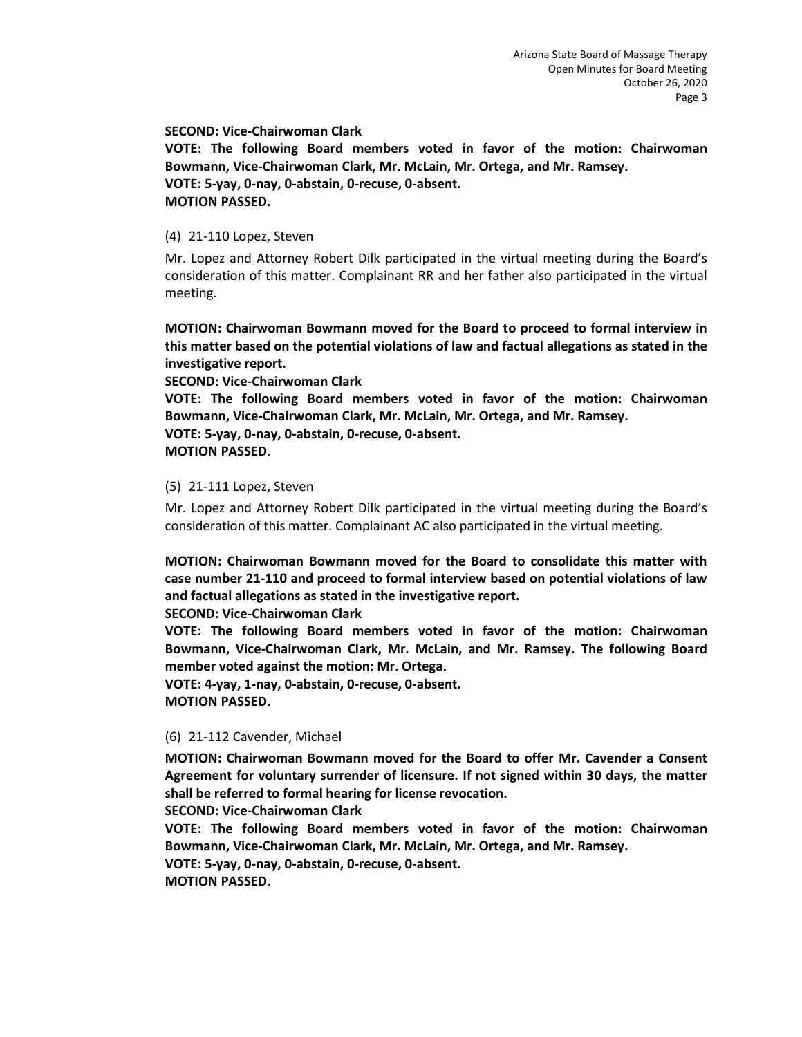**SECOND: Vice-Chairwoman Clark**
**VOTE: The following Board members voted in favor of the motion: Chairwoman Bowmann, Vice-Chairwoman Clark, Mr. McLain, Mr. Ortega, and Mr. Ramsey.**
**VOTE: 5-yay, 0-nay, 0-abstain, 0-recuse, 0-absent.**
**MOTION PASSED.**

(4) 21-110 Lopez, Steven

Mr. Lopez and Attorney Robert Dilk participated in the virtual meeting during the Board's consideration of this matter. Complainant RR and her father also participated in the virtual meeting.

**MOTION: Chairwoman Bowmann moved for the Board to proceed to formal interview in this matter based on the potential violations of law and factual allegations as stated in the investigative report.**
**SECOND: Vice-Chairwoman Clark**
**VOTE: The following Board members voted in favor of the motion: Chairwoman Bowmann, Vice-Chairwoman Clark, Mr. McLain, Mr. Ortega, and Mr. Ramsey.**
**VOTE: 5-yay, 0-nay, 0-abstain, 0-recuse, 0-absent.**
**MOTION PASSED.**

(5) 21-111 Lopez, Steven

Mr. Lopez and Attorney Robert Dilk participated in the virtual meeting during the Board's consideration of this matter. Complainant AC also participated in the virtual meeting.

**MOTION: Chairwoman Bowmann moved for the Board to consolidate this matter with case number 21-110 and proceed to formal interview based on potential violations of law and factual allegations as stated in the investigative report.**
**SECOND: Vice-Chairwoman Clark**
**VOTE: The following Board members voted in favor of the motion: Chairwoman Bowmann, Vice-Chairwoman Clark, Mr. McLain, and Mr. Ramsey. The following Board member voted against the motion: Mr. Ortega.**
**VOTE: 4-yay, 1-nay, 0-abstain, 0-recuse, 0-absent.**
**MOTION PASSED.**

(6) 21-112 Cavender, Michael

**MOTION: Chairwoman Bowmann moved for the Board to offer Mr. Cavender a Consent Agreement for voluntary surrender of licensure. If not signed within 30 days, the matter shall be referred to formal hearing for license revocation.**
**SECOND: Vice-Chairwoman Clark**
**VOTE: The following Board members voted in favor of the motion: Chairwoman Bowmann, Vice-Chairwoman Clark, Mr. McLain, Mr. Ortega, and Mr. Ramsey.**
**VOTE: 5-yay, 0-nay, 0-abstain, 0-recuse, 0-absent.**
**MOTION PASSED.**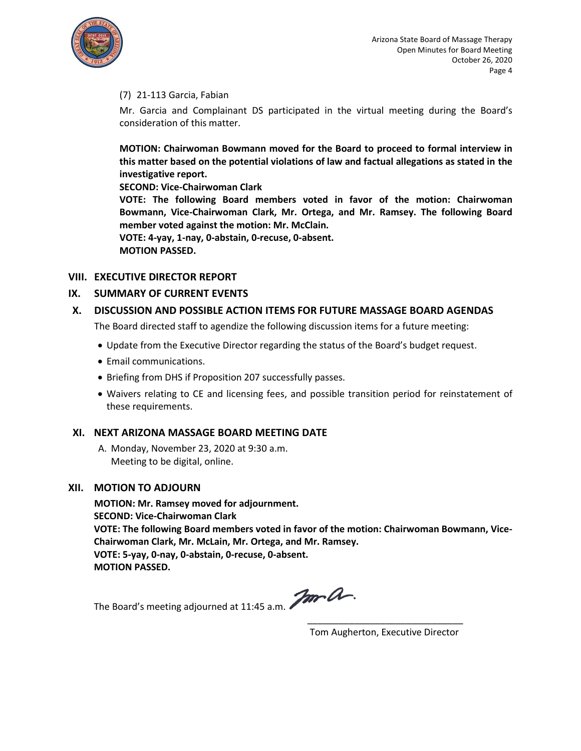(7) 21-113 Garcia, Fabian

Mr. Garcia and Complainant DS participated in the virtual meeting during the Board's consideration of this matter.

**MOTION: Chairwoman Bowmann moved for the Board to proceed to formal interview in this matter based on the potential violations of law and factual allegations as stated in the investigative report.**
**SECOND: Vice-Chairwoman Clark**
**VOTE: The following Board members voted in favor of the motion: Chairwoman Bowmann, Vice-Chairwoman Clark, Mr. Ortega, and Mr. Ramsey. The following Board member voted against the motion: Mr. McClain.**
**VOTE: 4-yay, 1-nay, 0-abstain, 0-recuse, 0-absent.**
**MOTION PASSED.**

## VIII. EXECUTIVE DIRECTOR REPORT

## IX. SUMMARY OF CURRENT EVENTS

## X. DISCUSSION AND POSSIBLE ACTION ITEMS FOR FUTURE MASSAGE BOARD AGENDAS

The Board directed staff to agendize the following discussion items for a future meeting:

- Update from the Executive Director regarding the status of the Board's budget request.
- Email communications.
- Briefing from DHS if Proposition 207 successfully passes.
- Waivers relating to CE and licensing fees, and possible transition period for reinstatement of these requirements.

## XI. NEXT ARIZONA MASSAGE BOARD MEETING DATE

A. Monday, November 23, 2020 at 9:30 a.m.
Meeting to be digital, online.

## XII. MOTION TO ADJOURN

**MOTION: Mr. Ramsey moved for adjournment.**
**SECOND: Vice-Chairwoman Clark**
**VOTE: The following Board members voted in favor of the motion: Chairwoman Bowmann, Vice-Chairwoman Clark, Mr. McLain, Mr. Ortega, and Mr. Ramsey.**
**VOTE: 5-yay, 0-nay, 0-abstain, 0-recuse, 0-absent.**
**MOTION PASSED.**

The Board's meeting adjourned at 11:45 a.m.

______________________________
Tom Augherton, Executive Director